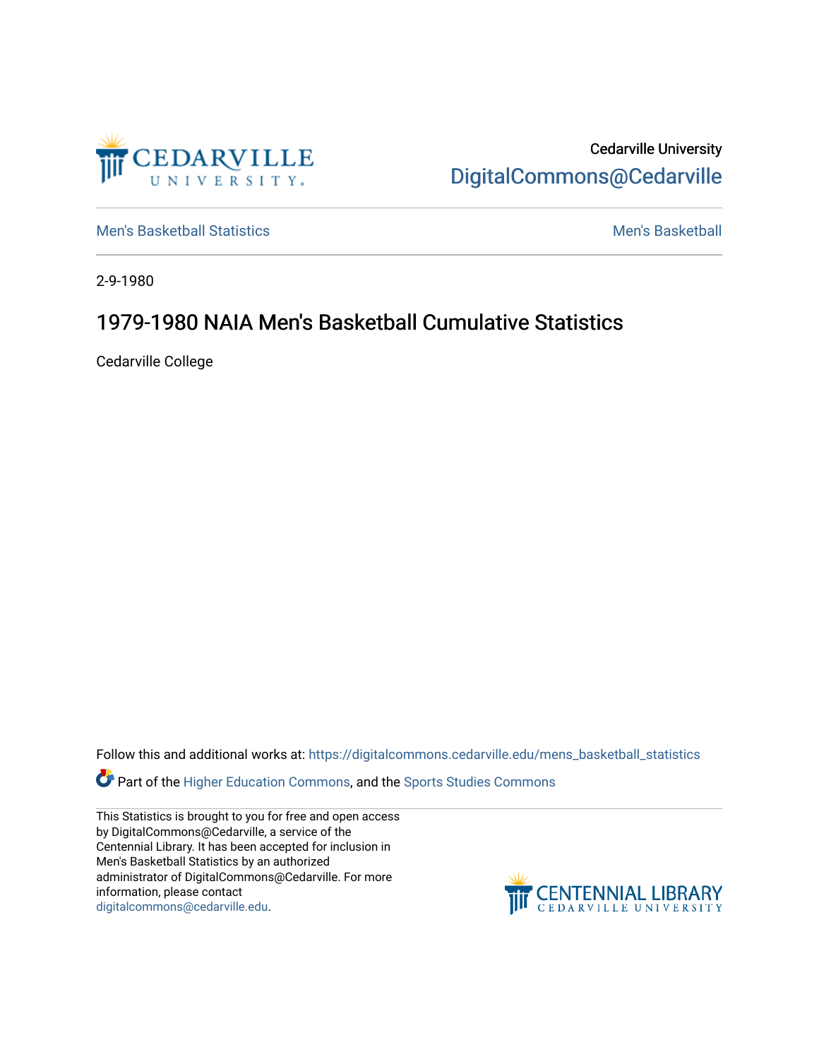Cedarville University

DigitalCommons@Cedarville

Men's Basketball Statistics

Men's Basketball

2-9-1980

# 1979-1980 NAIA Men's Basketball Cumulative Statistics

Cedarville College

Follow this and additional works at: https://digitalcommons.cedarville.edu/mens_basketball_statistics

Part of the Higher Education Commons, and the Sports Studies Commons

This Statistics is brought to you for free and open access by DigitalCommons@Cedarville, a service of the Centennial Library. It has been accepted for inclusion in Men's Basketball Statistics by an authorized administrator of DigitalCommons@Cedarville. For more information, please contact digitalcommons@cedarville.edu.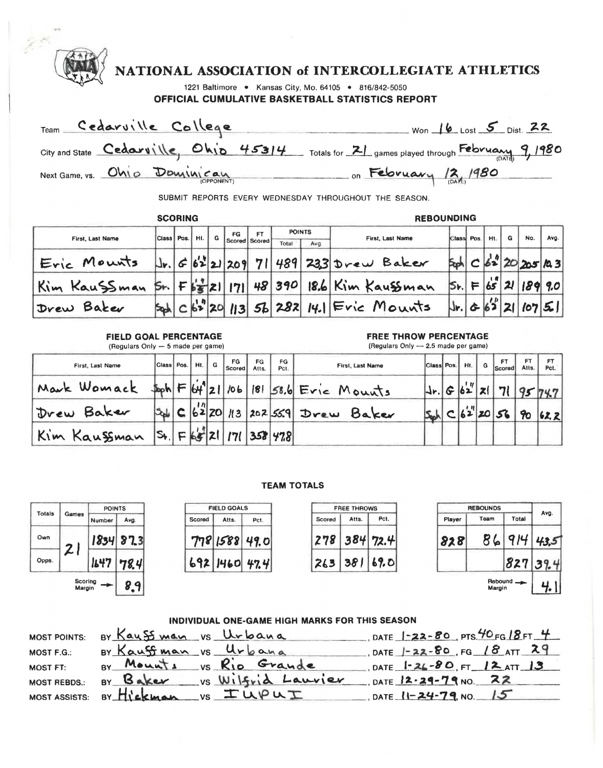# NATIONAL ASSOCIATION of INTERCOLLEGIATE ATHLETICS

1221 Baltimore • Kansas City, Mo. 64105 • 816/842-5050

**OFFICIAL CUMULATIVE BASKETBALL STATISTICS REPORT**

Team: Cedarville College — Won 16 Lost 5 Dist. 22

City and State: Cedarville, Ohio 45314 — Totals for 21 games played through February 9, 1980 (DATE)

Next Game, vs. Ohio Dominican (OPPONENT) on February 12, 1980 (DATE)

SUBMIT REPORTS EVERY WEDNESDAY THROUGHOUT THE SEASON.

## SCORING

| First, Last Name | Class | Pos. | Ht. | G | FG Scored | FT Scored | POINTS Total | POINTS Avg. |
|---|---|---|---|---|---|---|---|---|
| Eric Mounts | Jr. | G | 6'2" | 21 | 209 | 71 | 489 | 23.3 |
| Kim Kaussman | Sr. | F | 6'5" | 21 | 171 | 48 | 390 | 18.6 |
| Drew Baker | Soph | C | 6'2" | 20 | 113 | 56 | 282 | 14.1 |

## REBOUNDING

| First, Last Name | Class | Pos. | Ht. | G | No. | Avg. |
|---|---|---|---|---|---|---|
| Drew Baker | Soph | C | 6'2" | 20 | 205 | 10.3 |
| Kim Kaussman | Sr. | F | 6'5" | 21 | 189 | 9.0 |
| Eric Mounts | Jr. | G | 6'2" | 21 | 107 | 5.1 |

## FIELD GOAL PERCENTAGE
(Regulars Only — 5 made per game)

| First, Last Name | Class | Pos. | Ht. | G | FG Scored | FG Atts. | FG Pct. |
|---|---|---|---|---|---|---|---|
| Mark Womack | Soph | F | 6'4" | 21 | 106 | 181 | 58.6 |
| Drew Baker | Soph | C | 6'2" | 20 | 113 | 202 | 55.9 |
| Kim Kaussman | Sr. | F | 6'5" | 21 | 171 | 358 | 47.8 |

## FREE THROW PERCENTAGE
(Regulars Only — 2.5 made per game)

| First, Last Name | Class | Pos. | Ht. | G | FT Scored | FT Atts. | FT Pct. |
|---|---|---|---|---|---|---|---|
| Eric Mounts | Jr. | G | 6'2" | 21 | 71 | 95 | 74.7 |
| Drew Baker | Soph | C | 6'2" | 20 | 56 | 90 | 62.2 |

## TEAM TOTALS

| Totals | Games | POINTS Number | POINTS Avg. |
|---|---|---|---|
| Own | 21 | 1834 | 87.3 |
| Opps. | | 1647 | 78.4 |
| Scoring Margin | | | 8.9 |

| FIELD GOALS Scored | Atts. | Pct. |
|---|---|---|
| 778 | 1588 | 49.0 |
| 692 | 1460 | 47.4 |

| FREE THROWS Scored | Atts. | Pct. |
|---|---|---|
| 278 | 384 | 72.4 |
| 263 | 381 | 69.0 |

| REBOUNDS Player | Team | Total | Avg. |
|---|---|---|---|
| 828 | 86 | 914 | 43.5 |
| | | 827 | 39.4 |
| Rebound Margin | | | 4.1 |

## INDIVIDUAL ONE-GAME HIGH MARKS FOR THIS SEASON

- MOST POINTS: BY Kaussman VS Urbana, DATE 1-22-80, PTS. 40 FG 18 FT 4
- MOST F.G.: BY Kaussman VS Urbana, DATE 1-22-80, FG 18 ATT 29
- MOST FT: BY Mounts VS Rio Grande, DATE 1-26-80, FT 12 ATT 13
- MOST REBDS.: BY Baker VS Wilfrid Laurier, DATE 12-29-79 NO. 22
- MOST ASSISTS: BY Hickman VS IUPUI, DATE 11-24-79 NO. 15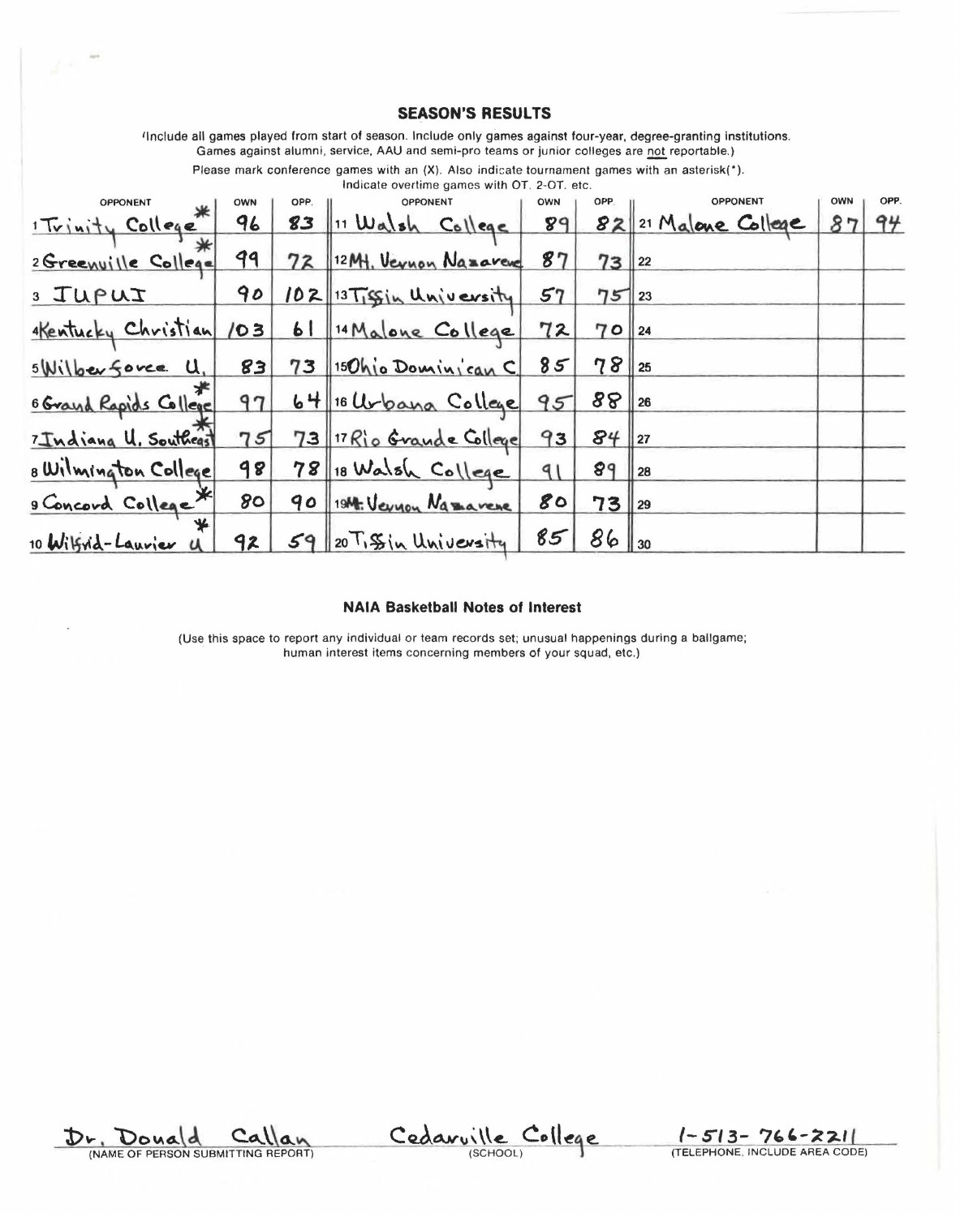## SEASON'S RESULTS

(Include all games played from start of season. Include only games against four-year, degree-granting institutions. Games against alumni, service, AAU and semi-pro teams or junior colleges are not reportable.)

Please mark conference games with an (X). Also indicate tournament games with an asterisk(*). Indicate overtime games with OT. 2-OT. etc.

| OPPONENT | OWN | OPP. | OPPONENT | OWN | OPP. | OPPONENT | OWN | OPP. |
|---|---|---|---|---|---|---|---|---|
| 1 Trinity College * | 96 | 83 | 11 Walsh College | 89 | 82 | 21 Malone College | 87 | 94 |
| 2 Greenville College * | 99 | 72 | 12 Mt. Vernon Nazarene | 87 | 73 | 22 | | |
| 3 IUPUI | 90 | 102 | 13 Tiffin University | 57 | 75 | 23 | | |
| 4 Kentucky Christian | 103 | 61 | 14 Malone College | 72 | 70 | 24 | | |
| 5 Wilberforce U. | 83 | 73 | 15 Ohio Dominican C | 85 | 78 | 25 | | |
| 6 Grand Rapids College * | 97 | 64 | 16 Urbana College | 95 | 88 | 26 | | |
| 7 Indiana U. Southeast * | 75 | 73 | 17 Rio Grande College | 93 | 84 | 27 | | |
| 8 Wilmington College | 98 | 78 | 18 Walsh College | 91 | 89 | 28 | | |
| 9 Concord College * | 80 | 90 | 19 Mt. Vernon Nazarene | 80 | 73 | 29 | | |
| 10 Wilfrid-Laurier U * | 92 | 59 | 20 Tiffin University | 85 | 86 | 30 | | |

### NAIA Basketball Notes of Interest

(Use this space to report any individual or team records set; unusual happenings during a ballgame; human interest items concerning members of your squad, etc.)

Dr. Donald Callan
(NAME OF PERSON SUBMITTING REPORT)

Cedarville College
(SCHOOL)

1-513-766-2211
(TELEPHONE, INCLUDE AREA CODE)